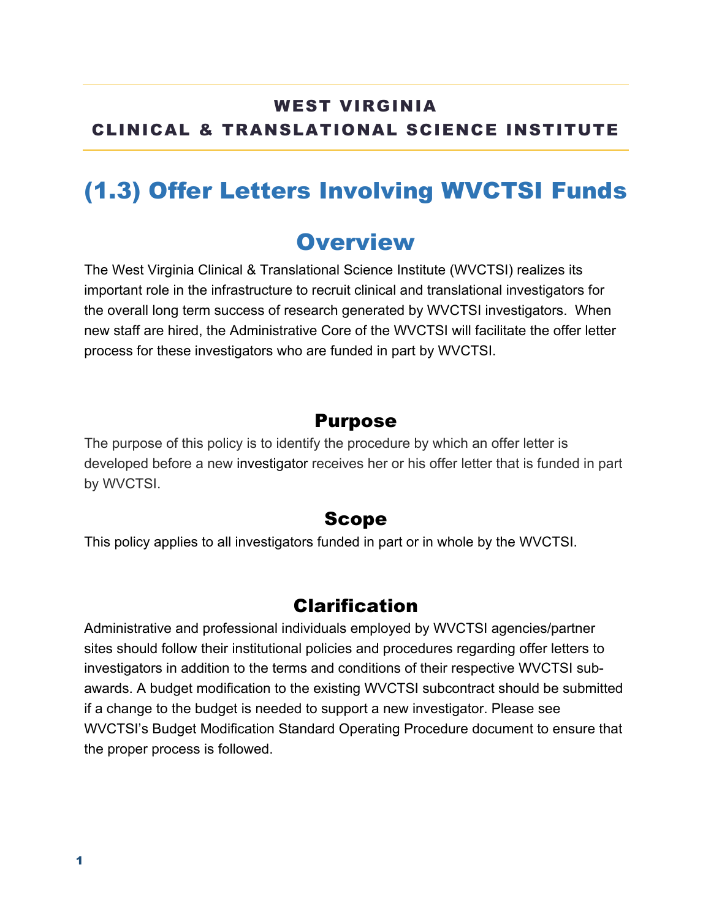# WEST VIRGINIA
# CLINICAL & TRANSLATIONAL SCIENCE INSTITUTE

# (1.3) Offer Letters Involving WVCTSI Funds

## Overview

The West Virginia Clinical & Translational Science Institute (WVCTSI) realizes its important role in the infrastructure to recruit clinical and translational investigators for the overall long term success of research generated by WVCTSI investigators. When new staff are hired, the Administrative Core of the WVCTSI will facilitate the offer letter process for these investigators who are funded in part by WVCTSI.

### Purpose

The purpose of this policy is to identify the procedure by which an offer letter is developed before a new investigator receives her or his offer letter that is funded in part by WVCTSI.

### Scope

This policy applies to all investigators funded in part or in whole by the WVCTSI.

### Clarification

Administrative and professional individuals employed by WVCTSI agencies/partner sites should follow their institutional policies and procedures regarding offer letters to investigators in addition to the terms and conditions of their respective WVCTSI sub-awards. A budget modification to the existing WVCTSI subcontract should be submitted if a change to the budget is needed to support a new investigator. Please see WVCTSI's Budget Modification Standard Operating Procedure document to ensure that the proper process is followed.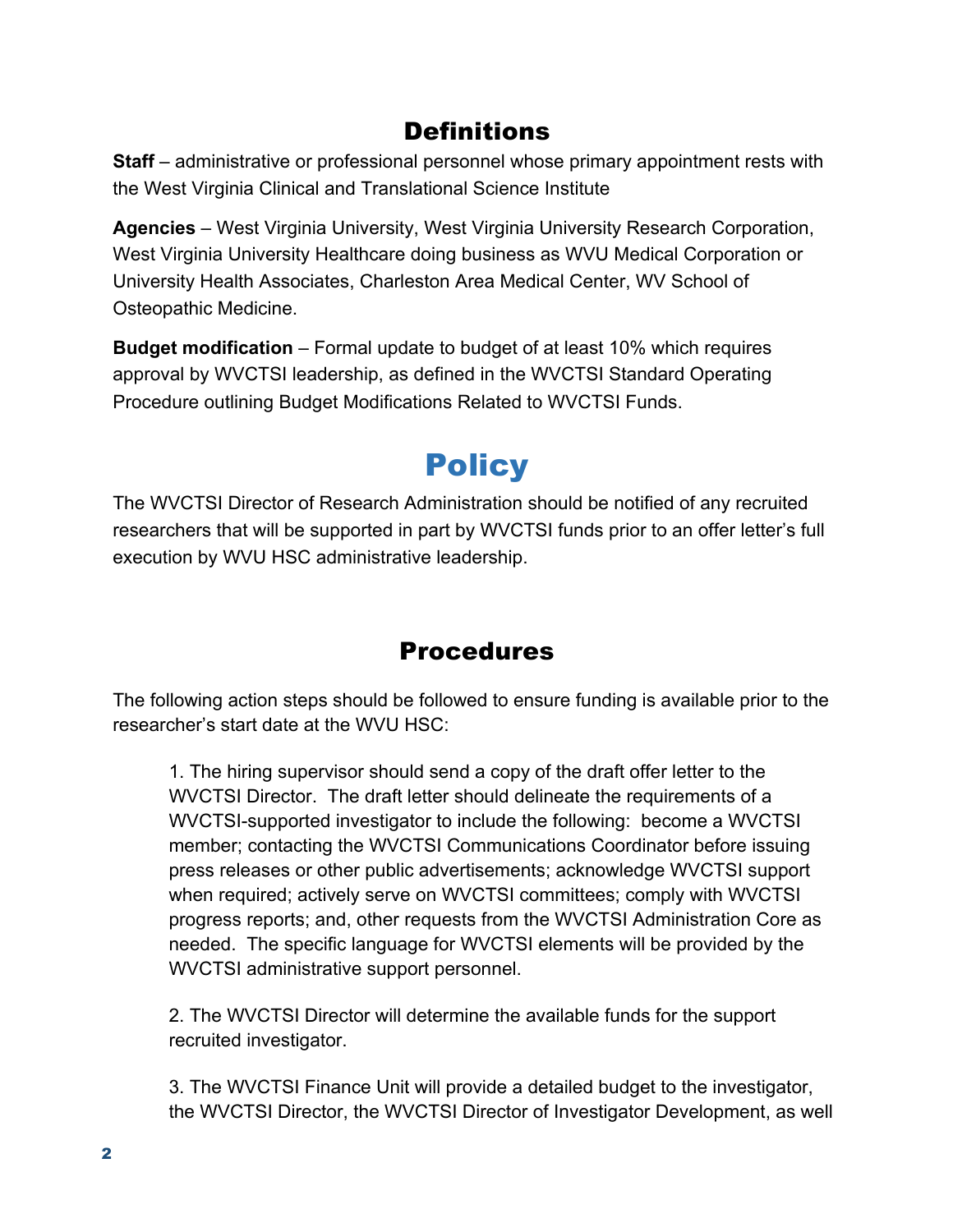## Definitions

**Staff** – administrative or professional personnel whose primary appointment rests with the West Virginia Clinical and Translational Science Institute

**Agencies** – West Virginia University, West Virginia University Research Corporation, West Virginia University Healthcare doing business as WVU Medical Corporation or University Health Associates, Charleston Area Medical Center, WV School of Osteopathic Medicine.

**Budget modification** – Formal update to budget of at least 10% which requires approval by WVCTSI leadership, as defined in the WVCTSI Standard Operating Procedure outlining Budget Modifications Related to WVCTSI Funds.

# Policy

The WVCTSI Director of Research Administration should be notified of any recruited researchers that will be supported in part by WVCTSI funds prior to an offer letter's full execution by WVU HSC administrative leadership.

## Procedures

The following action steps should be followed to ensure funding is available prior to the researcher's start date at the WVU HSC:

1. The hiring supervisor should send a copy of the draft offer letter to the WVCTSI Director. The draft letter should delineate the requirements of a WVCTSI-supported investigator to include the following: become a WVCTSI member; contacting the WVCTSI Communications Coordinator before issuing press releases or other public advertisements; acknowledge WVCTSI support when required; actively serve on WVCTSI committees; comply with WVCTSI progress reports; and, other requests from the WVCTSI Administration Core as needed. The specific language for WVCTSI elements will be provided by the WVCTSI administrative support personnel.

2. The WVCTSI Director will determine the available funds for the support recruited investigator.

3. The WVCTSI Finance Unit will provide a detailed budget to the investigator, the WVCTSI Director, the WVCTSI Director of Investigator Development, as well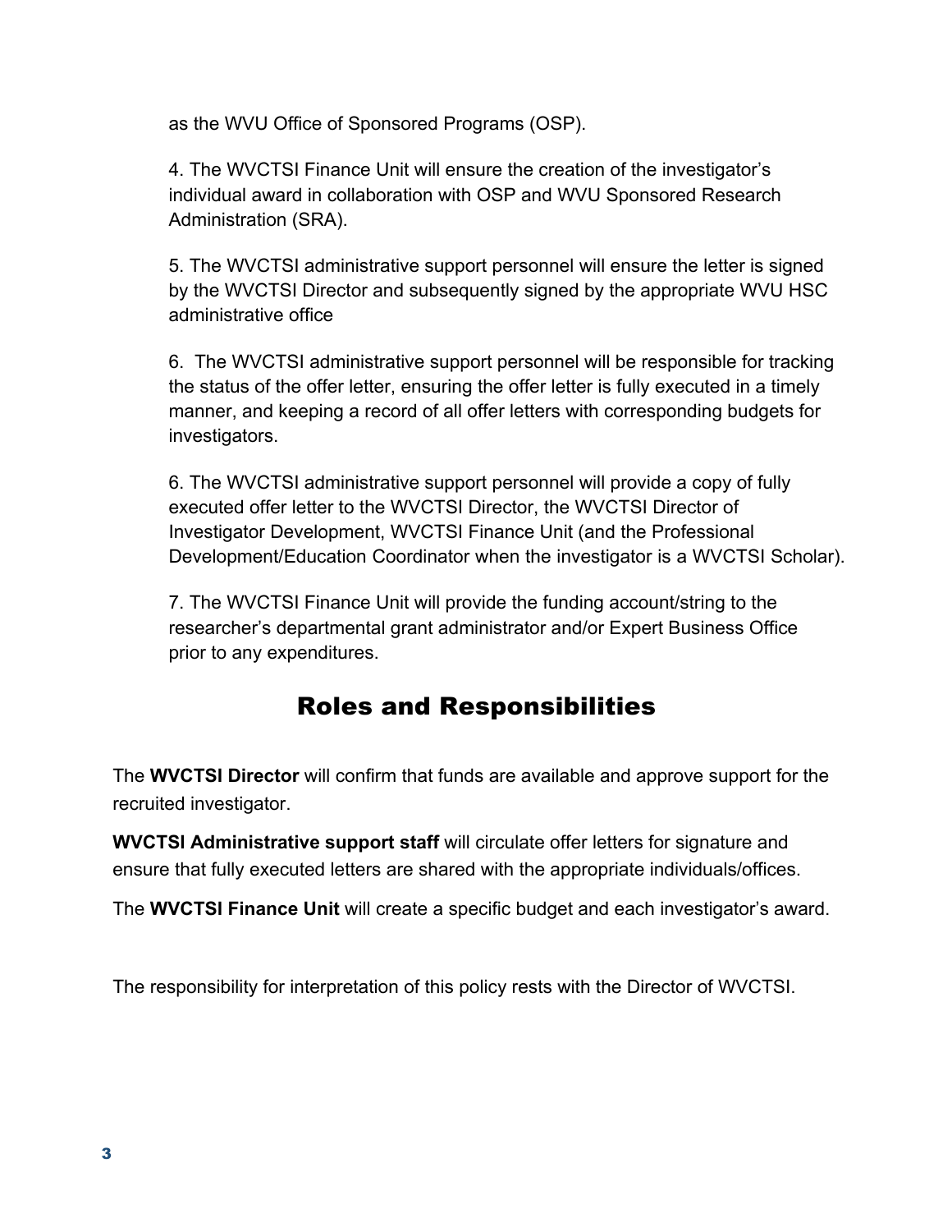as the WVU Office of Sponsored Programs (OSP).

4. The WVCTSI Finance Unit will ensure the creation of the investigator's individual award in collaboration with OSP and WVU Sponsored Research Administration (SRA).

5. The WVCTSI administrative support personnel will ensure the letter is signed by the WVCTSI Director and subsequently signed by the appropriate WVU HSC administrative office

6.  The WVCTSI administrative support personnel will be responsible for tracking the status of the offer letter, ensuring the offer letter is fully executed in a timely manner, and keeping a record of all offer letters with corresponding budgets for investigators.

6. The WVCTSI administrative support personnel will provide a copy of fully executed offer letter to the WVCTSI Director, the WVCTSI Director of Investigator Development, WVCTSI Finance Unit (and the Professional Development/Education Coordinator when the investigator is a WVCTSI Scholar).

7. The WVCTSI Finance Unit will provide the funding account/string to the researcher's departmental grant administrator and/or Expert Business Office prior to any expenditures.

## Roles and Responsibilities

The **WVCTSI Director** will confirm that funds are available and approve support for the recruited investigator.

**WVCTSI Administrative support staff** will circulate offer letters for signature and ensure that fully executed letters are shared with the appropriate individuals/offices.

The **WVCTSI Finance Unit** will create a specific budget and each investigator's award.

The responsibility for interpretation of this policy rests with the Director of WVCTSI.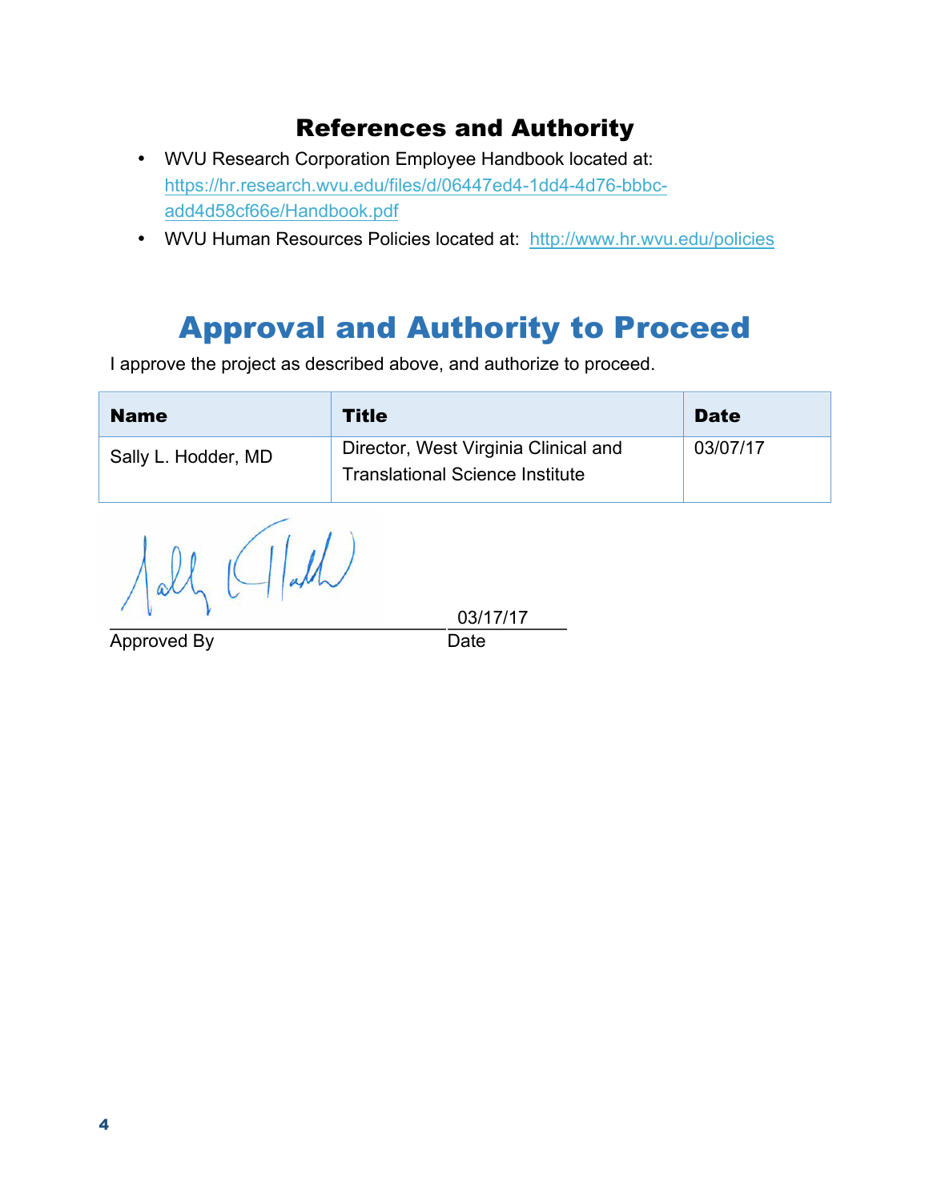## References and Authority

- WVU Research Corporation Employee Handbook located at: https://hr.research.wvu.edu/files/d/06447ed4-1dd4-4d76-bbbc-add4d58cf66e/Handbook.pdf
- WVU Human Resources Policies located at: http://www.hr.wvu.edu/policies

# Approval and Authority to Proceed

I approve the project as described above, and authorize to proceed.

| Name | Title | Date |
| --- | --- | --- |
| Sally L. Hodder, MD | Director, West Virginia Clinical and Translational Science Institute | 03/07/17 |

Approved By                                        03/17/17
                                                   Date